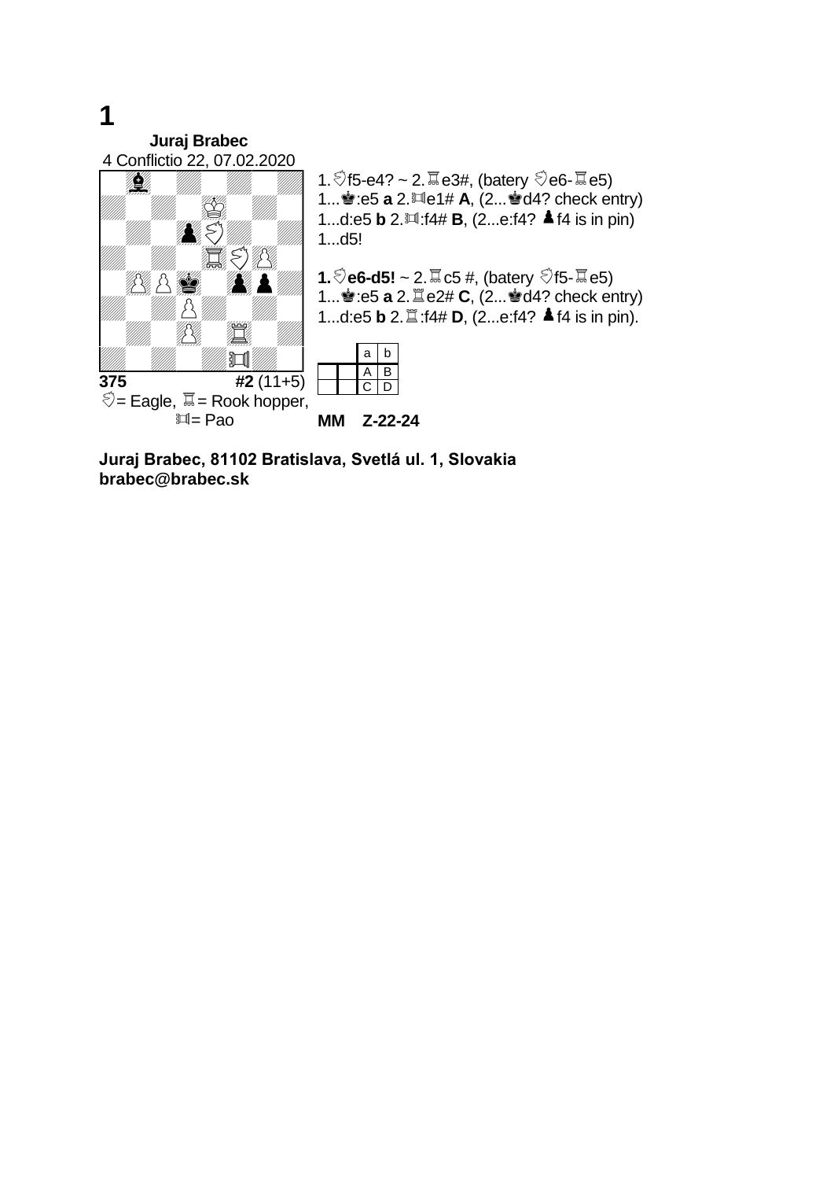# 1

**Juraj Brabec**
4 Conflictio 22, 07.02.2020

**375** **#2** (11+5)

♘= Eagle, ♖= Rook hopper, ♖= Pao

1.♘f5-e4? ~ 2.♖e3#, (batery ♘e6-♖e5)
1...♚:e5 **a** 2.♖e1# **A**, (2...♚d4? check entry)
1...d:e5 **b** 2.♖:f4# **B**, (2...e:f4? ♟f4 is in pin)
1...d5!

**1.♘e6-d5!** ~ 2.♖c5 #, (batery ♘f5-♖e5)
1...♚:e5 **a** 2.♖e2# **C**, (2...♚d4? check entry)
1...d:e5 **b** 2.♖:f4# **D**, (2...e:f4? ♟f4 is in pin).

| | | a | b |
|---|---|---|---|
| | | A | B |
| | | C | D |

**MM Z-22-24**

**Juraj Brabec, 81102 Bratislava, Svetlá ul. 1, Slovakia**
**brabec@brabec.sk**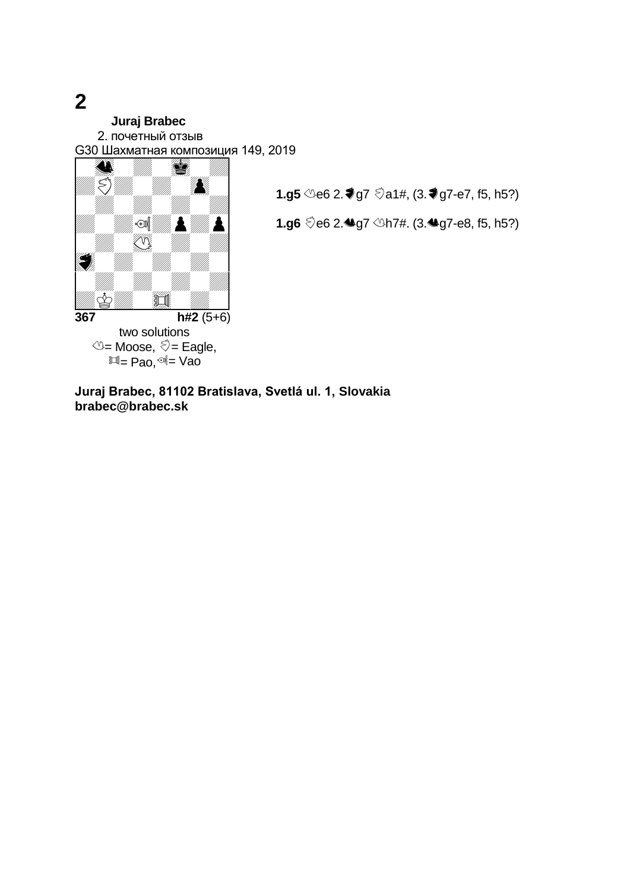# 2

**Juraj Brabec**

2. почетный отзыв

G30 Шахматная композиция 149, 2019

**367** **h#2** (5+6)

two solutions

Moose, Eagle,

Pao, Vao

**1.g5** Moose e6 2.g7 Eagle a1#, (3.g7-e7, f5, h5?)

**1.g6** Eagle e6 2.g7 Moose h7#. (3.g7-e8, f5, h5?)

**Juraj Brabec, 81102 Bratislava, Svetlá ul. 1, Slovakia**
**brabec@brabec.sk**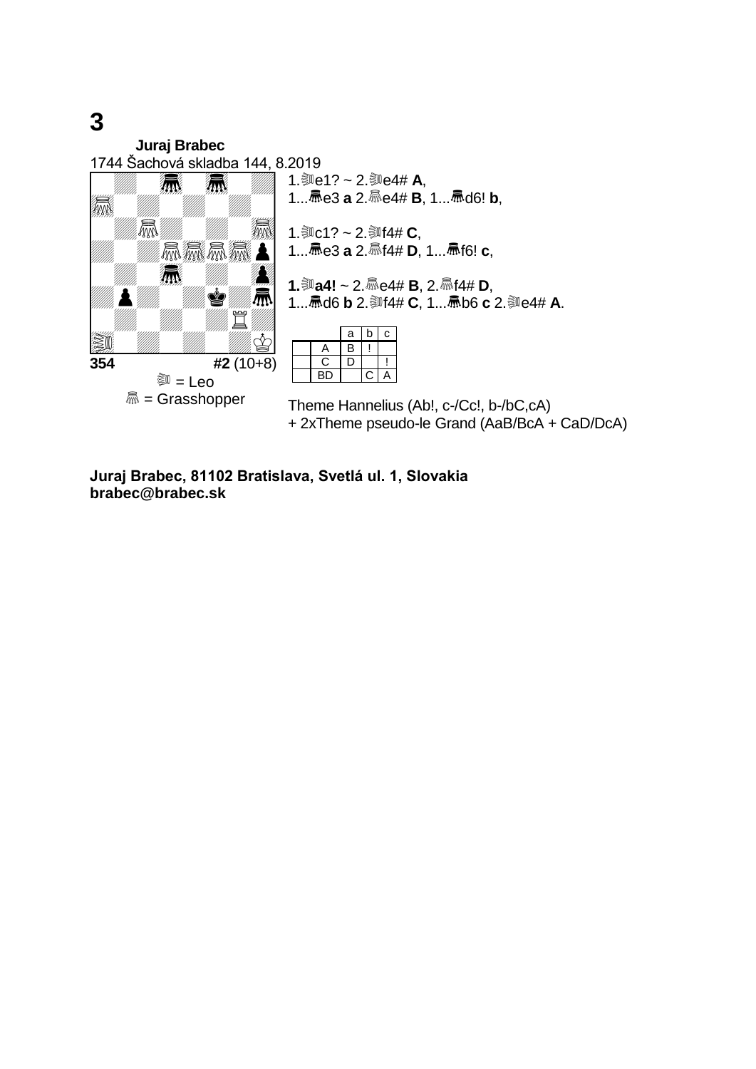# 3

**Juraj Brabec**

1744 Šachová skladba 144, 8.2019

**354** **#2** (10+8)

Leo = Leo

Grasshopper = Grasshopper

1.Le1? ~ 2.Le4# **A**,
1...Ge3 **a** 2.Ge4# **B**, 1...Gd6! **b**,

1.Lc1? ~ 2.Lf4# **C**,
1...Ge3 **a** 2.Gf4# **D**, 1...Gf6! **c**,

**1.La4!** ~ 2.Ge4# **B**, 2.Gf4# **D**,
1...Gd6 **b** 2.Lf4# **C**, 1...Gb6 **c** 2.Le4# **A**.

| | | a | b | c |
|---|---|---|---|---|
| | A | B | ! | |
| | C | D | | ! |
| | BD | | C | A |

Theme Hannelius (Ab!, c-/Cc!, b-/bC,cA)
+ 2xTheme pseudo-le Grand (AaB/BcA + CaD/DcA)

**Juraj Brabec, 81102 Bratislava, Svetlá ul. 1, Slovakia**
**brabec@brabec.sk**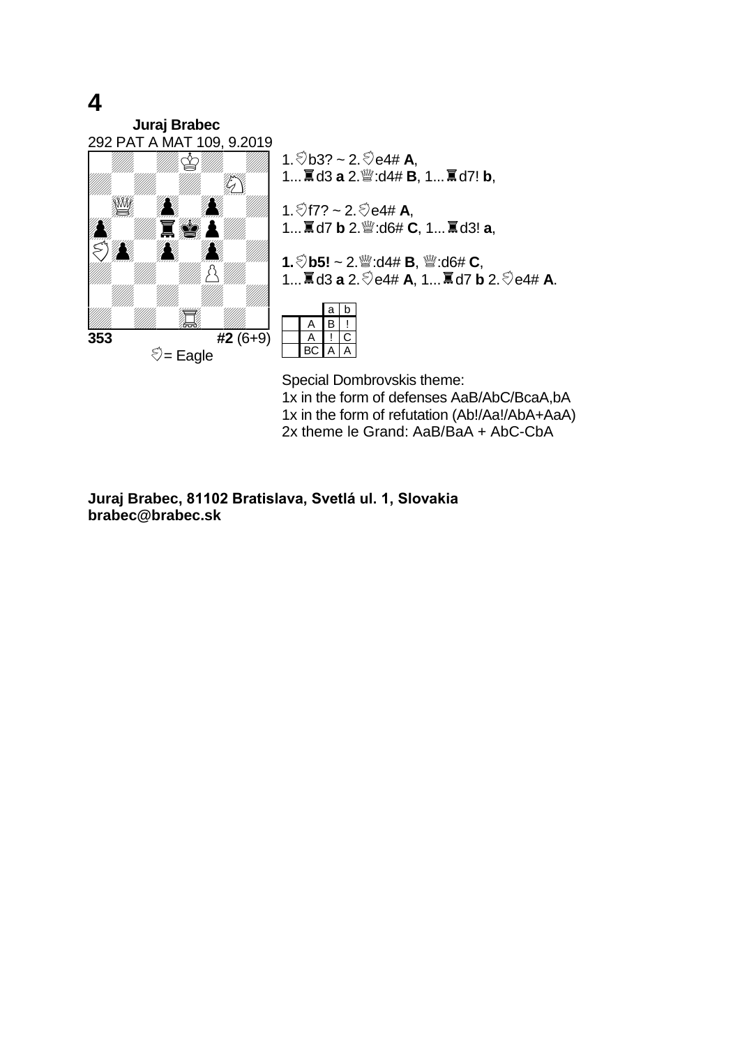# 4

**Juraj Brabec**
292 PAT A MAT 109, 9.2019

**353** **#2** (6+9)

♘= Eagle

1.♘b3? ~ 2.♘e4# **A**,
1...♜d3 **a** 2.♕:d4# **B**, 1...♜d7! **b**,

1.♘f7? ~ 2.♘e4# **A**,
1...♜d7 **b** 2.♕:d6# **C**, 1...♜d3! **a**,

**1.♘b5!** ~ 2.♕:d4# **B**, ♕:d6# **C**,
1...♜d3 **a** 2.♘e4# **A**, 1...♜d7 **b** 2.♘e4# **A**.

| | | a | b |
|---|---|---|---|
| | A | B | ! |
| | A | ! | C |
| | BC | A | A |

Special Dombrovskis theme:
1x in the form of defenses AaB/AbC/BcaA,bA
1x in the form of refutation (Ab!/Aa!/AbA+AaA)
2x theme le Grand: AaB/BaA + AbC-CbA

**Juraj Brabec, 81102 Bratislava, Svetlá ul. 1, Slovakia**
**brabec@brabec.sk**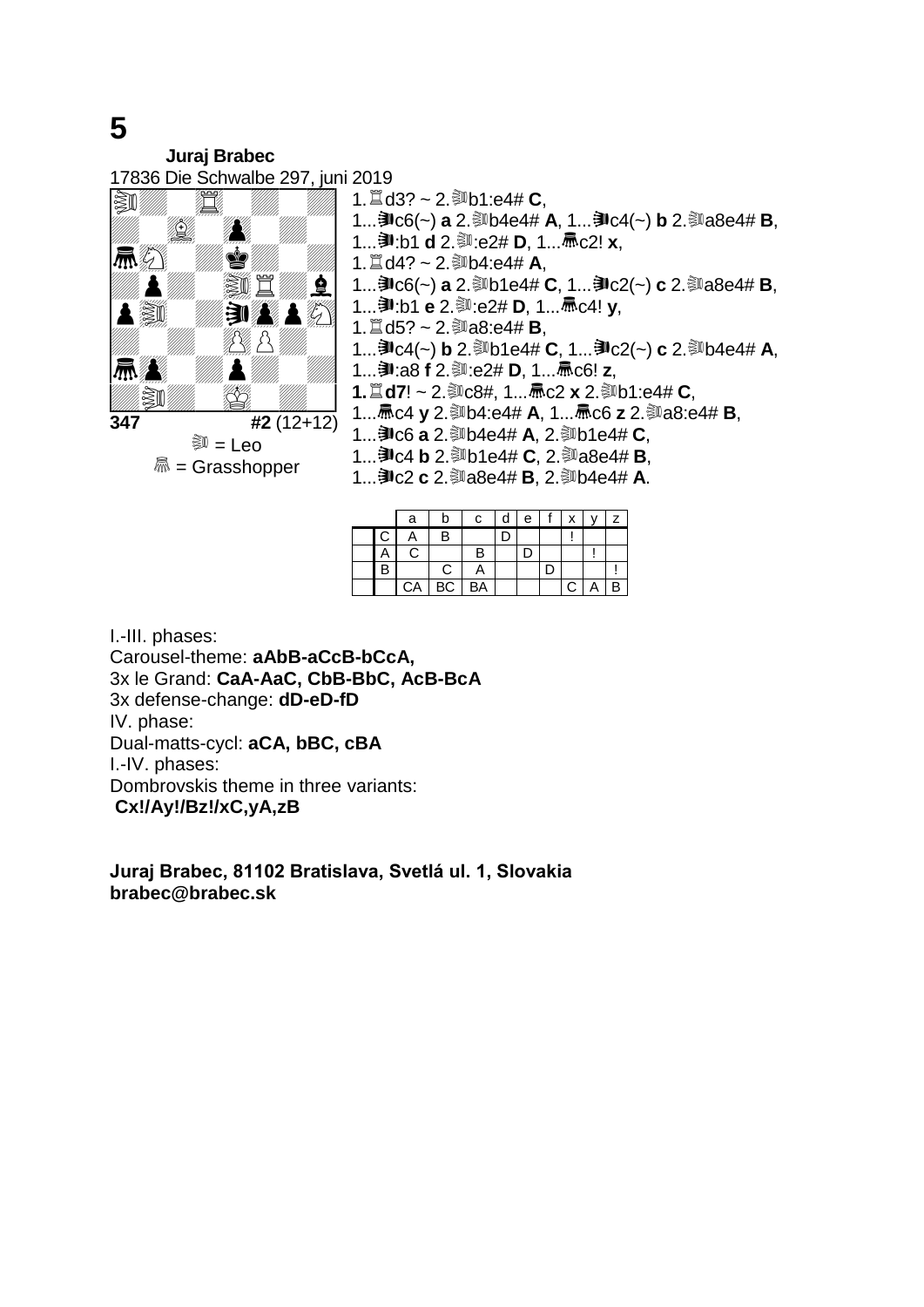# 5

**Juraj Brabec**

17836 Die Schwalbe 297, juni 2019

**347** **#2** (12+12)

♕ = Leo

♛ = Grasshopper

1.♖d3? ~ 2.♕b1:e4# **C**,
1...♛c6(~) **a** 2.♕b4e4# **A**, 1...♛c4(~) **b** 2.♕a8e4# **B**,
1...♛:b1 **d** 2.♕:e2# **D**, 1...♛c2! **x**,
1.♖d4? ~ 2.♕b4:e4# **A**,
1...♛c6(~) **a** 2.♕b1e4# **C**, 1...♛c2(~) **c** 2.♕a8e4# **B**,
1...♛:b1 **e** 2.♕:e2# **D**, 1...♛c4! **y**,
1.♖d5? ~ 2.♕a8:e4# **B**,
1...♛c4(~) **b** 2.♕b1e4# **C**, 1...♛c2(~) **c** 2.♕b4e4# **A**,
1...♛:a8 **f** 2.♕:e2# **D**, 1...♛c6! **z**,
**1.♖d7**! ~ 2.♕c8#, 1...♛c2 **x** 2.♕b1:e4# **C**,
1...♛c4 **y** 2.♕b4:e4# **A**, 1...♛c6 **z** 2.♕a8:e4# **B**,
1...♛c6 **a** 2.♕b4e4# **A**, 2.♕b1e4# **C**,
1...♛c4 **b** 2.♕b1e4# **C**, 2.♕a8e4# **B**,
1...♛c2 **c** 2.♕a8e4# **B**, 2.♕b4e4# **A**.

| | | a | b | c | d | e | f | x | y | z |
|---|---|---|---|---|---|---|---|---|---|---|
| | C | A | B | | D | | | ! | | |
| | A | C | | B | | D | | | ! | |
| | B | | C | A | | | D | | | ! |
| | | CA | BC | BA | | | | C | A | B |

I.-III. phases:
Carousel-theme: **aAbB-aCcB-bCcA,**
3x le Grand: **CaA-AaC, CbB-BbC, AcB-BcA**
3x defense-change: **dD-eD-fD**
IV. phase:
Dual-matts-cycl: **aCA, bBC, cBA**
I.-IV. phases:
Dombrovskis theme in three variants:
**Cx!/Ay!/Bz!/xC,yA,zB**

**Juraj Brabec, 81102 Bratislava, Svetlá ul. 1, Slovakia**
**brabec@brabec.sk**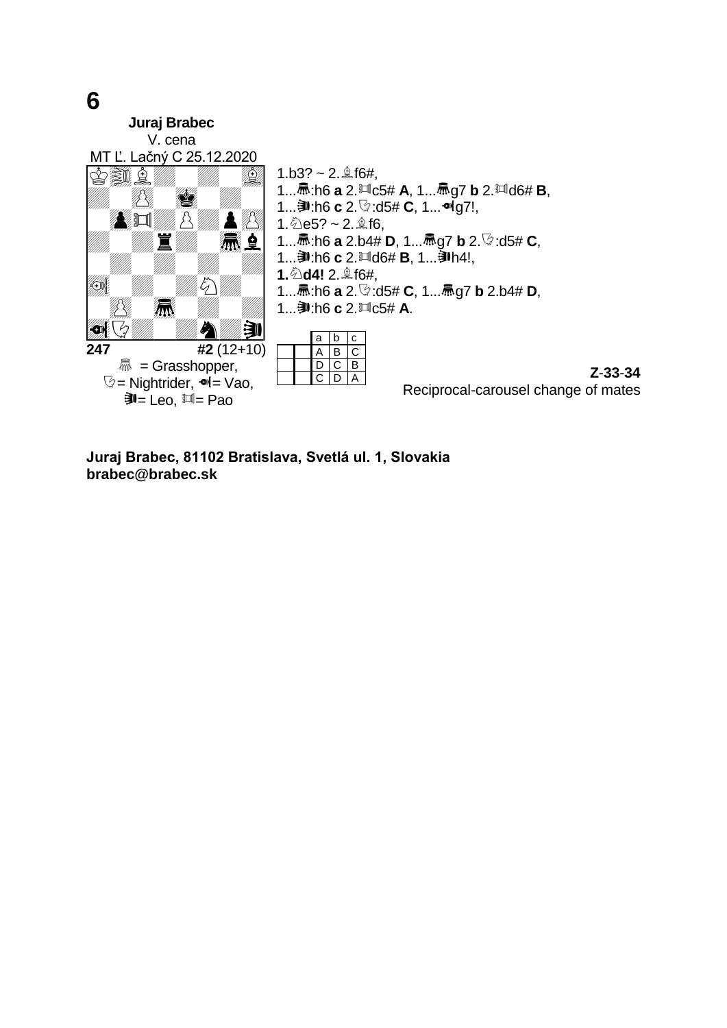# 6

**Juraj Brabec**
V. cena
MT Ľ. Lačný C 25.12.2020

**247** **#2** (12+10)

♗ = Grasshopper,
♘ = Nightrider, = Vao,
= Leo, = Pao

1.b3? ~ 2.♗f6#,
1...G:h6 **a** 2.Pc5# **A**, 1...Gg7 **b** 2.Pd6# **B**,
1...L:h6 **c** 2.N:d5# **C**, 1...Vg7!,
1.♘e5? ~ 2.♗f6,
1...G:h6 **a** 2.b4# **D**, 1...Gg7 **b** 2.N:d5# **C**,
1...L:h6 **c** 2.Pd6# **B**, 1...Lh4!,
**1.♘d4!** 2.♗f6#,
1...G:h6 **a** 2.N:d5# **C**, 1...Gg7 **b** 2.b4# **D**,
1...L:h6 **c** 2.Pc5# **A**.

| | | a | b | c |
|---|---|---|---|---|
| | | A | B | C |
| | | D | C | B |
| | | C | D | A |

**Z-33-34**
Reciprocal-carousel change of mates

**Juraj Brabec, 81102 Bratislava, Svetlá ul. 1, Slovakia**
**brabec@brabec.sk**